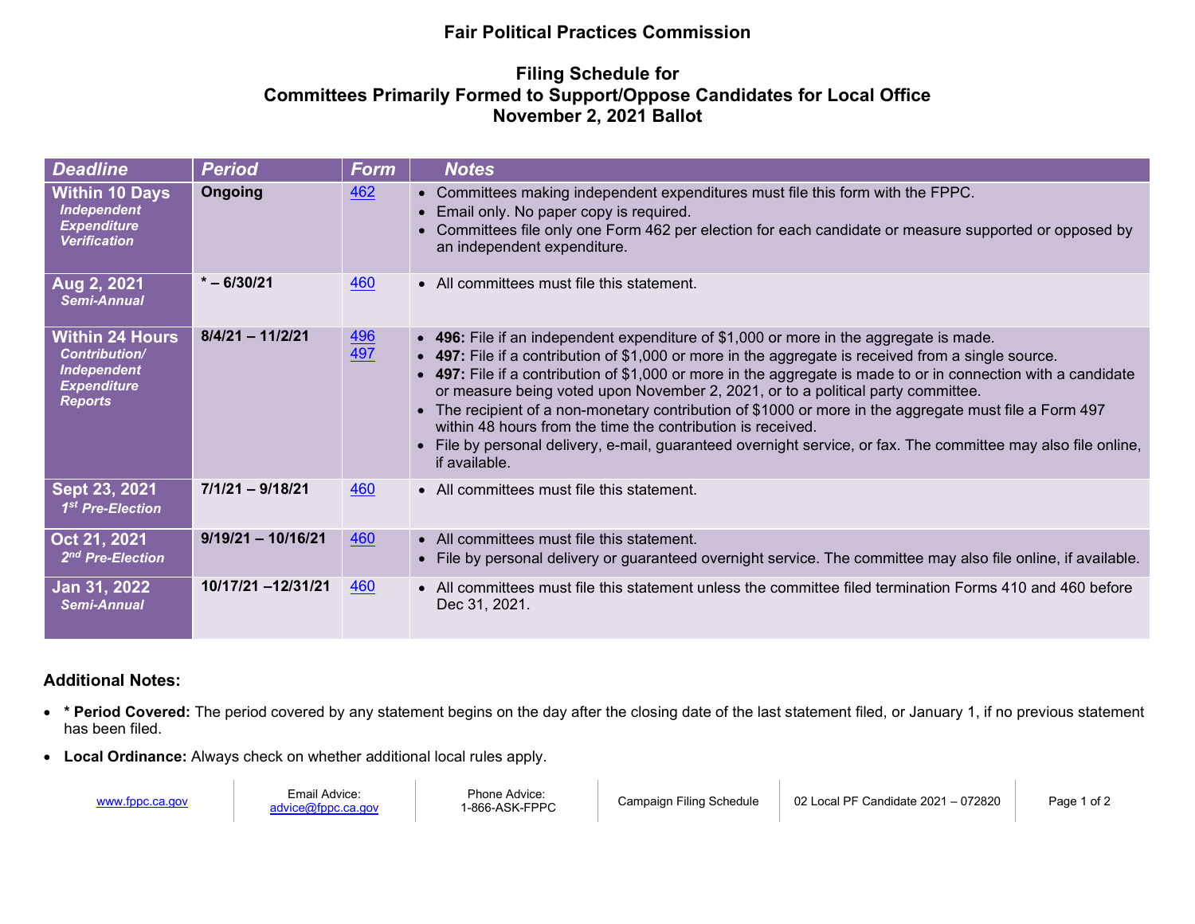# Fair Political Practices Commission

## Filing Schedule for Committees Primarily Formed to Support/Oppose Candidates for Local Office November 2, 2021 Ballot

| *Deadline* | *Period* | *Form* | *Notes* |
|---|---|---|---|
| **Within 10 Days** *Independent Expenditure Verification* | **Ongoing** | 462 | • Committees making independent expenditures must file this form with the FPPC.<br>• Email only. No paper copy is required.<br>• Committees file only one Form 462 per election for each candidate or measure supported or opposed by an independent expenditure. |
| **Aug 2, 2021** *Semi-Annual* | **\* – 6/30/21** | 460 | • All committees must file this statement. |
| **Within 24 Hours** *Contribution/ Independent Expenditure Reports* | **8/4/21 – 11/2/21** | 496<br>497 | • **496:** File if an independent expenditure of $1,000 or more in the aggregate is made.<br>• **497:** File if a contribution of $1,000 or more in the aggregate is received from a single source.<br>• **497:** File if a contribution of $1,000 or more in the aggregate is made to or in connection with a candidate or measure being voted upon November 2, 2021, or to a political party committee.<br>• The recipient of a non-monetary contribution of $1000 or more in the aggregate must file a Form 497 within 48 hours from the time the contribution is received.<br>• File by personal delivery, e-mail, guaranteed overnight service, or fax. The committee may also file online, if available. |
| **Sept 23, 2021** *1st Pre-Election* | **7/1/21 – 9/18/21** | 460 | • All committees must file this statement. |
| **Oct 21, 2021** *2nd Pre-Election* | **9/19/21 – 10/16/21** | 460 | • All committees must file this statement.<br>• File by personal delivery or guaranteed overnight service. The committee may also file online, if available. |
| **Jan 31, 2022** *Semi-Annual* | **10/17/21 –12/31/21** | 460 | • All committees must file this statement unless the committee filed termination Forms 410 and 460 before Dec 31, 2021. |

### Additional Notes:

- **\* Period Covered:** The period covered by any statement begins on the day after the closing date of the last statement filed, or January 1, if no previous statement has been filed.
- **Local Ordinance:** Always check on whether additional local rules apply.

www.fppc.ca.gov | Email Advice: advice@fppc.ca.gov | Phone Advice: 1-866-ASK-FPPC | Campaign Filing Schedule | 02 Local PF Candidate 2021 – 072820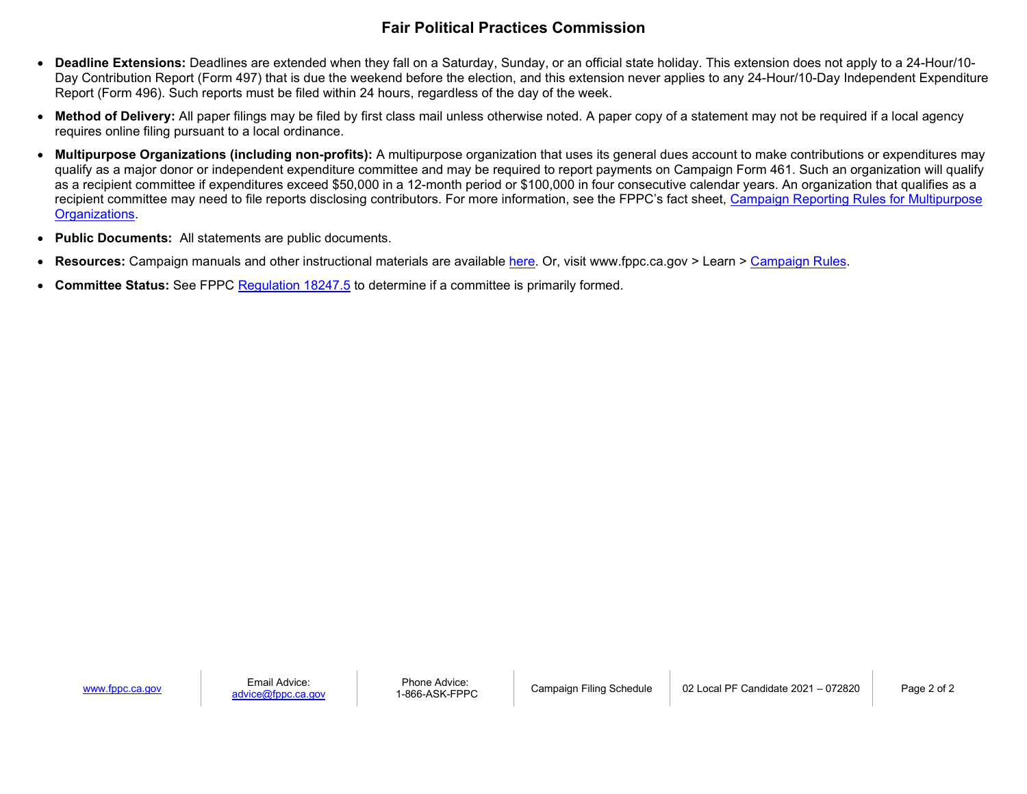# Fair Political Practices Commission

- **Deadline Extensions:** Deadlines are extended when they fall on a Saturday, Sunday, or an official state holiday. This extension does not apply to a 24-Hour/10-Day Contribution Report (Form 497) that is due the weekend before the election, and this extension never applies to any 24-Hour/10-Day Independent Expenditure Report (Form 496). Such reports must be filed within 24 hours, regardless of the day of the week.
- **Method of Delivery:** All paper filings may be filed by first class mail unless otherwise noted. A paper copy of a statement may not be required if a local agency requires online filing pursuant to a local ordinance.
- **Multipurpose Organizations (including non-profits):** A multipurpose organization that uses its general dues account to make contributions or expenditures may qualify as a major donor or independent expenditure committee and may be required to report payments on Campaign Form 461. Such an organization will qualify as a recipient committee if expenditures exceed $50,000 in a 12-month period or $100,000 in four consecutive calendar years. An organization that qualifies as a recipient committee may need to file reports disclosing contributors. For more information, see the FPPC's fact sheet, Campaign Reporting Rules for Multipurpose Organizations.
- **Public Documents:** All statements are public documents.
- **Resources:** Campaign manuals and other instructional materials are available here. Or, visit www.fppc.ca.gov > Learn > Campaign Rules.
- **Committee Status:** See FPPC Regulation 18247.5 to determine if a committee is primarily formed.

| | | | | |
|---|---|---|---|---|
| www.fppc.ca.gov | Email Advice: advice@fppc.ca.gov | Phone Advice: 1-866-ASK-FPPC | Campaign Filing Schedule | 02 Local PF Candidate 2021 – 072820 |